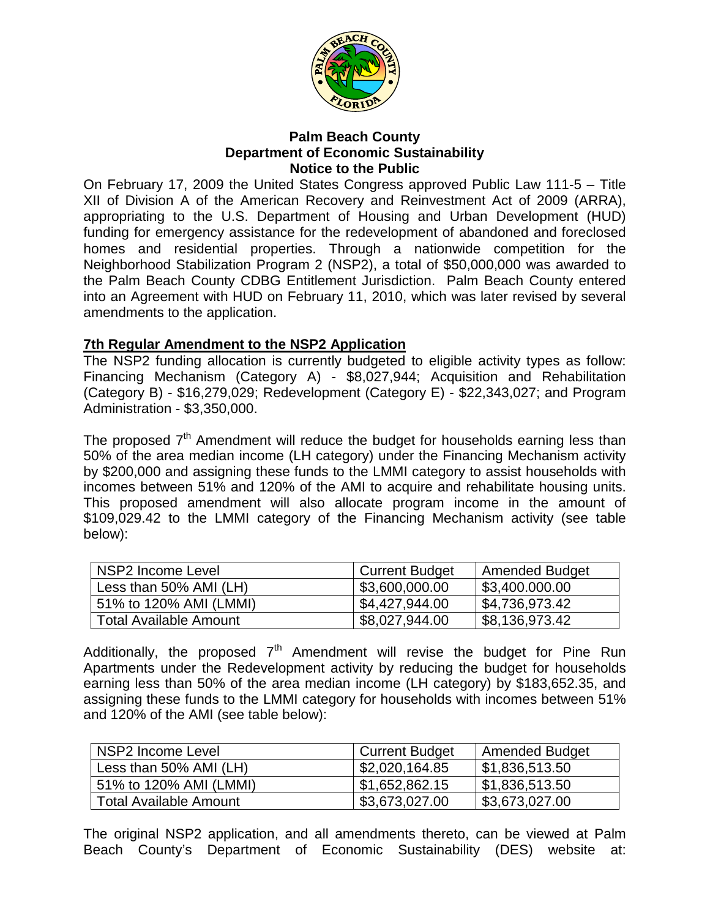**Palm Beach County**
**Department of Economic Sustainability**
**Notice to the Public**

On February 17, 2009 the United States Congress approved Public Law 111-5 – Title XII of Division A of the American Recovery and Reinvestment Act of 2009 (ARRA), appropriating to the U.S. Department of Housing and Urban Development (HUD) funding for emergency assistance for the redevelopment of abandoned and foreclosed homes and residential properties. Through a nationwide competition for the Neighborhood Stabilization Program 2 (NSP2), a total of $50,000,000 was awarded to the Palm Beach County CDBG Entitlement Jurisdiction. Palm Beach County entered into an Agreement with HUD on February 11, 2010, which was later revised by several amendments to the application.

**7th Regular Amendment to the NSP2 Application**

The NSP2 funding allocation is currently budgeted to eligible activity types as follow: Financing Mechanism (Category A) - $8,027,944; Acquisition and Rehabilitation (Category B) - $16,279,029; Redevelopment (Category E) - $22,343,027; and Program Administration - $3,350,000.

The proposed 7th Amendment will reduce the budget for households earning less than 50% of the area median income (LH category) under the Financing Mechanism activity by $200,000 and assigning these funds to the LMMI category to assist households with incomes between 51% and 120% of the AMI to acquire and rehabilitate housing units. This proposed amendment will also allocate program income in the amount of $109,029.42 to the LMMI category of the Financing Mechanism activity (see table below):

| NSP2 Income Level | Current Budget | Amended Budget |
|---|---|---|
| Less than 50% AMI (LH) | $3,600,000.00 | $3,400.000.00 |
| 51% to 120% AMI (LMMI) | $4,427,944.00 | $4,736,973.42 |
| Total Available Amount | $8,027,944.00 | $8,136,973.42 |

Additionally, the proposed 7th Amendment will revise the budget for Pine Run Apartments under the Redevelopment activity by reducing the budget for households earning less than 50% of the area median income (LH category) by $183,652.35, and assigning these funds to the LMMI category for households with incomes between 51% and 120% of the AMI (see table below):

| NSP2 Income Level | Current Budget | Amended Budget |
|---|---|---|
| Less than 50% AMI (LH) | $2,020,164.85 | $1,836,513.50 |
| 51% to 120% AMI (LMMI) | $1,652,862.15 | $1,836,513.50 |
| Total Available Amount | $3,673,027.00 | $3,673,027.00 |

The original NSP2 application, and all amendments thereto, can be viewed at Palm Beach County's Department of Economic Sustainability (DES) website at: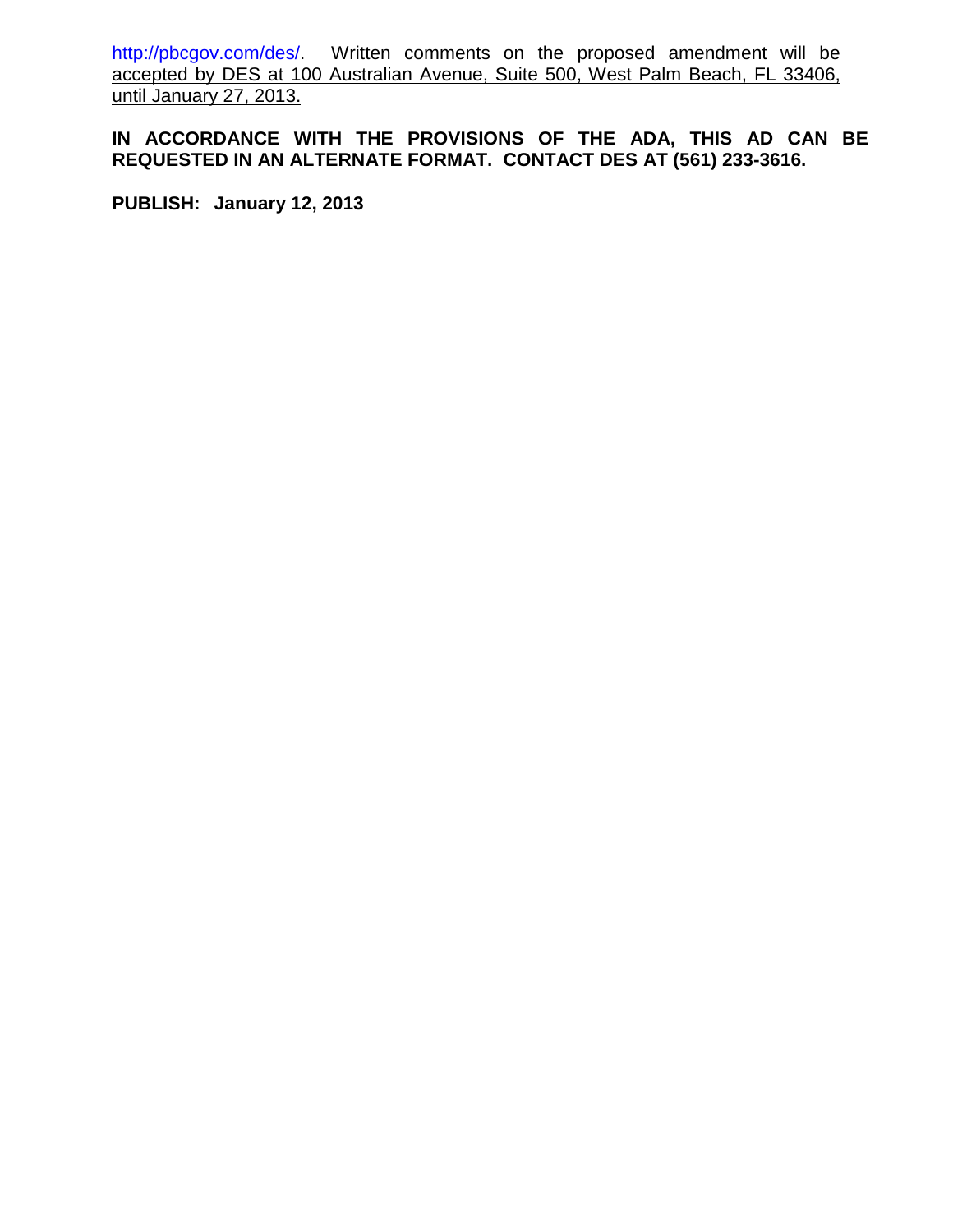http://pbcgov.com/des/. Written comments on the proposed amendment will be accepted by DES at 100 Australian Avenue, Suite 500, West Palm Beach, FL 33406, until January 27, 2013.

**IN ACCORDANCE WITH THE PROVISIONS OF THE ADA, THIS AD CAN BE REQUESTED IN AN ALTERNATE FORMAT. CONTACT DES AT (561) 233-3616.**

**PUBLISH: January 12, 2013**